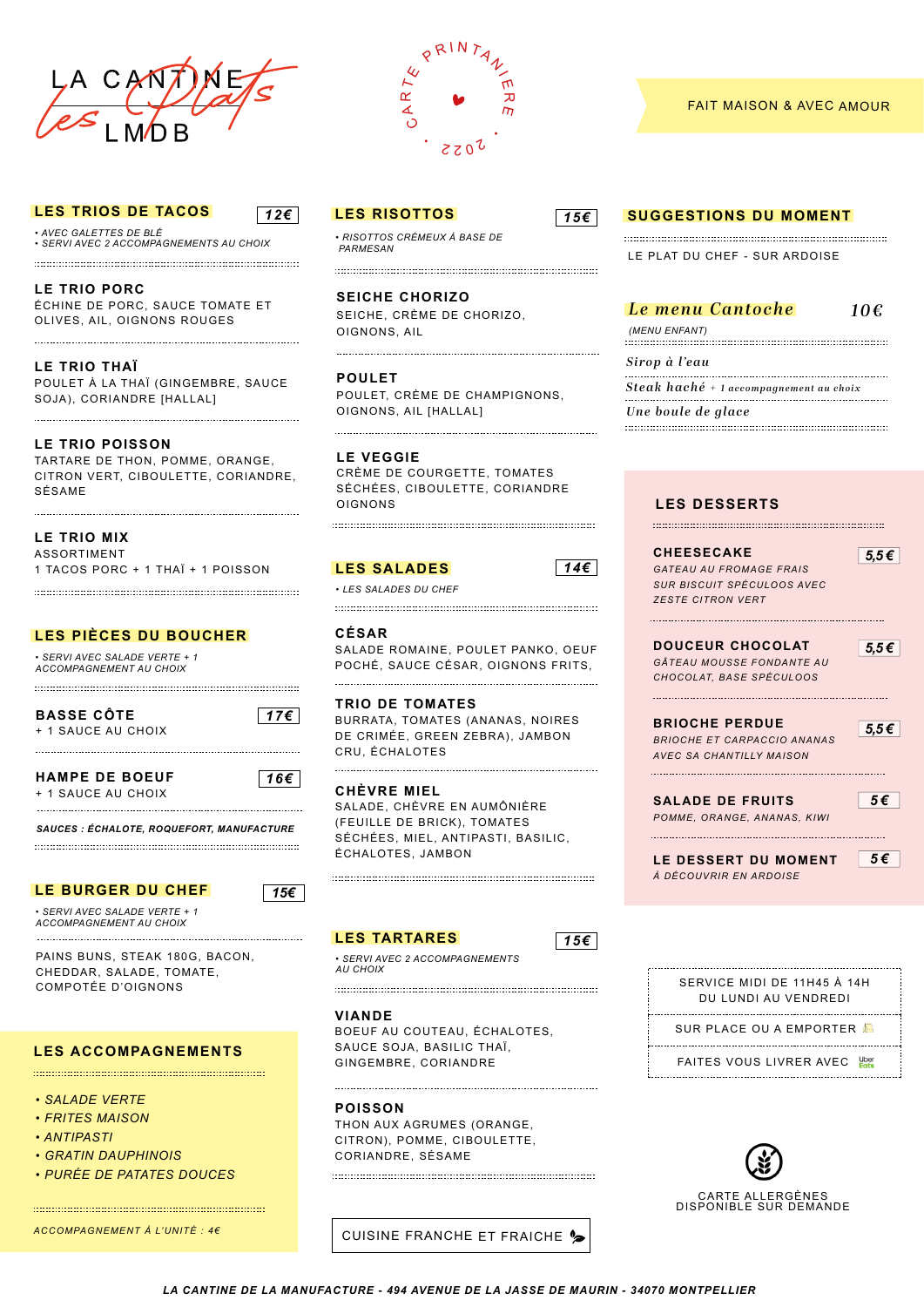# LA CANTINE *les Plats* LMDB

CARTE PRINTANIÈRE 2022

FAIT MAISON & AVEC AMOUR

## LES TRIOS DE TACOS — 12€

- *AVEC GALETTES DE BLÉ*
- *SERVI AVEC 2 ACCOMPAGNEMENTS AU CHOIX*

**LE TRIO PORC**
ÉCHINE DE PORC, SAUCE TOMATE ET OLIVES, AIL, OIGNONS ROUGES

**LE TRIO THAÏ**
POULET À LA THAÏ (GINGEMBRE, SAUCE SOJA), CORIANDRE [HALLAL]

**LE TRIO POISSON**
TARTARE DE THON, POMME, ORANGE, CITRON VERT, CIBOULETTE, CORIANDRE, SÉSAME

**LE TRIO MIX**
ASSORTIMENT
1 TACOS PORC + 1 THAÏ + 1 POISSON

## LES PIÈCES DU BOUCHER

- *SERVI AVEC SALADE VERTE + 1 ACCOMPAGNEMENT AU CHOIX*

**BASSE CÔTE** — 17€
+ 1 SAUCE AU CHOIX

**HAMPE DE BOEUF** — 16€
+ 1 SAUCE AU CHOIX

***SAUCES : ÉCHALOTE, ROQUEFORT, MANUFACTURE***

## LE BURGER DU CHEF — 15€

- *SERVI AVEC SALADE VERTE + 1 ACCOMPAGNEMENT AU CHOIX*

PAINS BUNS, STEAK 180G, BACON, CHEDDAR, SALADE, TOMATE, COMPOTÉE D'OIGNONS

## LES ACCOMPAGNEMENTS

- *SALADE VERTE*
- *FRITES MAISON*
- *ANTIPASTI*
- *GRATIN DAUPHINOIS*
- *PURÉE DE PATATES DOUCES*

*ACCOMPAGNEMENT À L'UNITÉ : 4€*

## LES RISOTTOS — 15€

- *RISOTTOS CRÉMEUX À BASE DE PARMESAN*

**SEICHE CHORIZO**
SEICHE, CRÈME DE CHORIZO, OIGNONS, AIL

**POULET**
POULET, CRÈME DE CHAMPIGNONS, OIGNONS, AIL [HALLAL]

**LE VEGGIE**
CRÈME DE COURGETTE, TOMATES SÉCHÉES, CIBOULETTE, CORIANDRE OIGNONS

## LES SALADES — 14€

- *LES SALADES DU CHEF*

**CÉSAR**
SALADE ROMAINE, POULET PANKO, OEUF POCHÉ, SAUCE CÉSAR, OIGNONS FRITS,

**TRIO DE TOMATES**
BURRATA, TOMATES (ANANAS, NOIRES DE CRIMÉE, GREEN ZEBRA), JAMBON CRU, ÉCHALOTES

**CHÈVRE MIEL**
SALADE, CHÈVRE EN AUMÔNIÈRE (FEUILLE DE BRICK), TOMATES SÉCHÉES, MIEL, ANTIPASTI, BASILIC, ÉCHALOTES, JAMBON

## LES TARTARES — 15€

- *SERVI AVEC 2 ACCOMPAGNEMENTS AU CHOIX*

**VIANDE**
BOEUF AU COUTEAU, ÉCHALOTES, SAUCE SOJA, BASILIC THAÏ, GINGEMBRE, CORIANDRE

**POISSON**
THON AUX AGRUMES (ORANGE, CITRON), POMME, CIBOULETTE, CORIANDRE, SÉSAME

CUISINE FRANCHE ET FRAICHE

## SUGGESTIONS DU MOMENT

LE PLAT DU CHEF - SUR ARDOISE

### *Le menu Cantoche* — 10€

*(MENU ENFANT)*

*Sirop à l'eau*
*Steak haché + 1 accompagnement au choix*
*Une boule de glace*

## LES DESSERTS

**CHEESECAKE** — 5,5€
*GATEAU AU FROMAGE FRAIS SUR BISCUIT SPÉCULOOS AVEC ZESTE CITRON VERT*

**DOUCEUR CHOCOLAT** — 5,5€
*GÂTEAU MOUSSE FONDANTE AU CHOCOLAT, BASE SPÉCULOOS*

**BRIOCHE PERDUE** — 5,5€
*BRIOCHE ET CARPACCIO ANANAS AVEC SA CHANTILLY MAISON*

**SALADE DE FRUITS** — 5€
*POMME, ORANGE, ANANAS, KIWI*

**LE DESSERT DU MOMENT** — 5€
*À DÉCOUVRIR EN ARDOISE*

SERVICE MIDI DE 11H45 À 14H
DU LUNDI AU VENDREDI

SUR PLACE OU A EMPORTER

FAITES VOUS LIVRER AVEC Uber Eats

CARTE ALLERGÈNES DISPONIBLE SUR DEMANDE

***LA CANTINE DE LA MANUFACTURE - 494 AVENUE DE LA JASSE DE MAURIN - 34070 MONTPELLIER***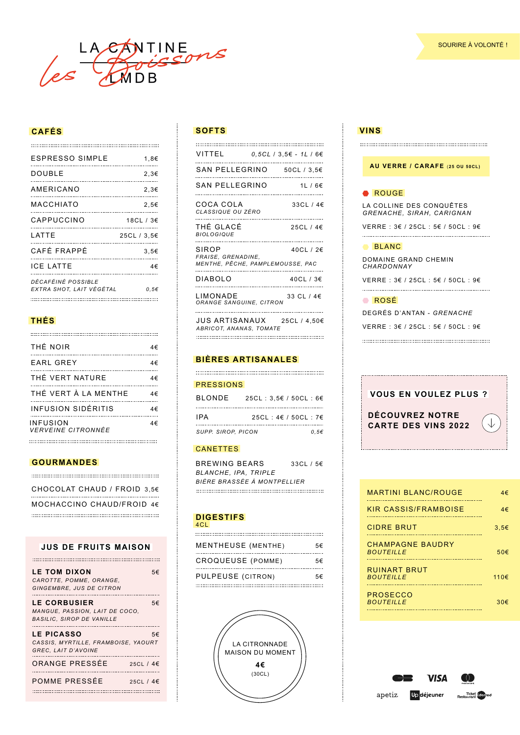# LA CANTINE LMDB — *les Boissons*

SOURIRE À VOLONTÉ !

## CAFÉS

| | |
|---|---|
| ESPRESSO SIMPLE | 1,8€ |
| DOUBLE | 2,3€ |
| AMERICANO | 2,3€ |
| MACCHIATO | 2,5€ |
| CAPPUCCINO | 18CL / 3€ |
| LATTE | 25CL / 3,5€ |
| CAFÉ FRAPPÉ | 3,5€ |
| ICE LATTE | 4€ |
| *DÉCAFÉINÉ POSSIBLE*<br>*EXTRA SHOT, LAIT VÉGÉTAL* | *0,5€* |

## THÉS

| | |
|---|---|
| THÉ NOIR | 4€ |
| EARL GREY | 4€ |
| THÉ VERT NATURE | 4€ |
| THÉ VERT À LA MENTHE | 4€ |
| INFUSION SIDÉRITIS | 4€ |
| INFUSION<br>*VERVEINE CITRONNÉE* | 4€ |

## GOURMANDES

| | |
|---|---|
| CHOCOLAT CHAUD / FROID | 3,5€ |
| MOCHACCINO CHAUD/FROID | 4€ |

## JUS DE FRUITS MAISON

| | |
|---|---|
| **LE TOM DIXON**<br>*CAROTTE, POMME, ORANGE, GINGEMBRE, JUS DE CITRON* | 5€ |
| **LE CORBUSIER**<br>*MANGUE, PASSION, LAIT DE COCO, BASILIC, SIROP DE VANILLE* | 5€ |
| **LE PICASSO**<br>*CASSIS, MYRTILLE, FRAMBOISE, YAOURT GREC, LAIT D'AVOINE* | 5€ |
| ORANGE PRESSÉE | 25CL / 4€ |
| POMME PRESSÉE | 25CL / 4€ |

## SOFTS

| | |
|---|---|
| VITTEL | *0,5CL* / 3,5€ - *1L* / 6€ |
| SAN PELLEGRINO | 50CL / 3,5€ |
| SAN PELLEGRINO | 1L / 6€ |
| COCA COLA<br>*CLASSIQUE OU ZÉRO* | 33CL / 4€ |
| THÉ GLACÉ<br>*BIOLOGIQUE* | 25CL / 4€ |
| SIROP<br>*FRAISE, GRENADINE, MENTHE, PÊCHE, PAMPLEMOUSSE, PAC* | 40CL / 2€ |
| DIABOLO | 40CL / 3€ |
| LIMONADE<br>*ORANGE SANGUINE, CITRON* | 33 CL / 4€ |
| JUS ARTISANAUX<br>*ABRICOT, ANANAS, TOMATE* | 25CL / 4,50€ |

## BIÈRES ARTISANALES

### PRESSIONS

| | |
|---|---|
| BLONDE | 25CL : 3,5€ / 50CL : 6€ |
| IPA | 25CL : 4€ / 50CL : 7€ |
| *SUPP. SIROP, PICON* | *0,5€* |

### CANETTES

| | |
|---|---|
| BREWING BEARS<br>*BLANCHE, IPA, TRIPLE*<br>*BIÈRE BRASSÉE À MONTPELLIER* | 33CL / 5€ |

## DIGESTIFS
4CL

| | |
|---|---|
| MENTHEUSE (MENTHE) | 5€ |
| CROQUEUSE (POMME) | 5€ |
| PULPEUSE (CITRON) | 5€ |

LA CITRONNADE MAISON DU MOMENT
**4€**
(30CL)

## VINS

**AU VERRE / CARAFE** (25 OU 50CL)

### ROUGE
LA COLLINE DES CONQUÊTES
*GRENACHE, SIRAH, CARIGNAN*

VERRE : 3€ / 25CL : 5€ / 50CL : 9€

### BLANC
DOMAINE GRAND CHEMIN
*CHARDONNAY*

VERRE : 3€ / 25CL : 5€ / 50CL : 9€

### ROSÉ
DEGRÉS D'ANTAN - *GRENACHE*

VERRE : 3€ / 25CL : 5€ / 50CL : 9€

**VOUS EN VOULEZ PLUS ?**

**DÉCOUVREZ NOTRE CARTE DES VINS 2022**

| | |
|---|---|
| MARTINI BLANC/ROUGE | 4€ |
| KIR CASSIS/FRAMBOISE | 4€ |
| CIDRE BRUT | 3,5€ |
| CHAMPAGNE BAUDRY<br>*BOUTEILLE* | 50€ |
| RUINART BRUT<br>*BOUTEILLE* | 110€ |
| PROSECCO<br>*BOUTEILLE* | 30€ |

CB · VISA · Mastercard · apetiz · Up déjeuner · Ticket Restaurant Edenred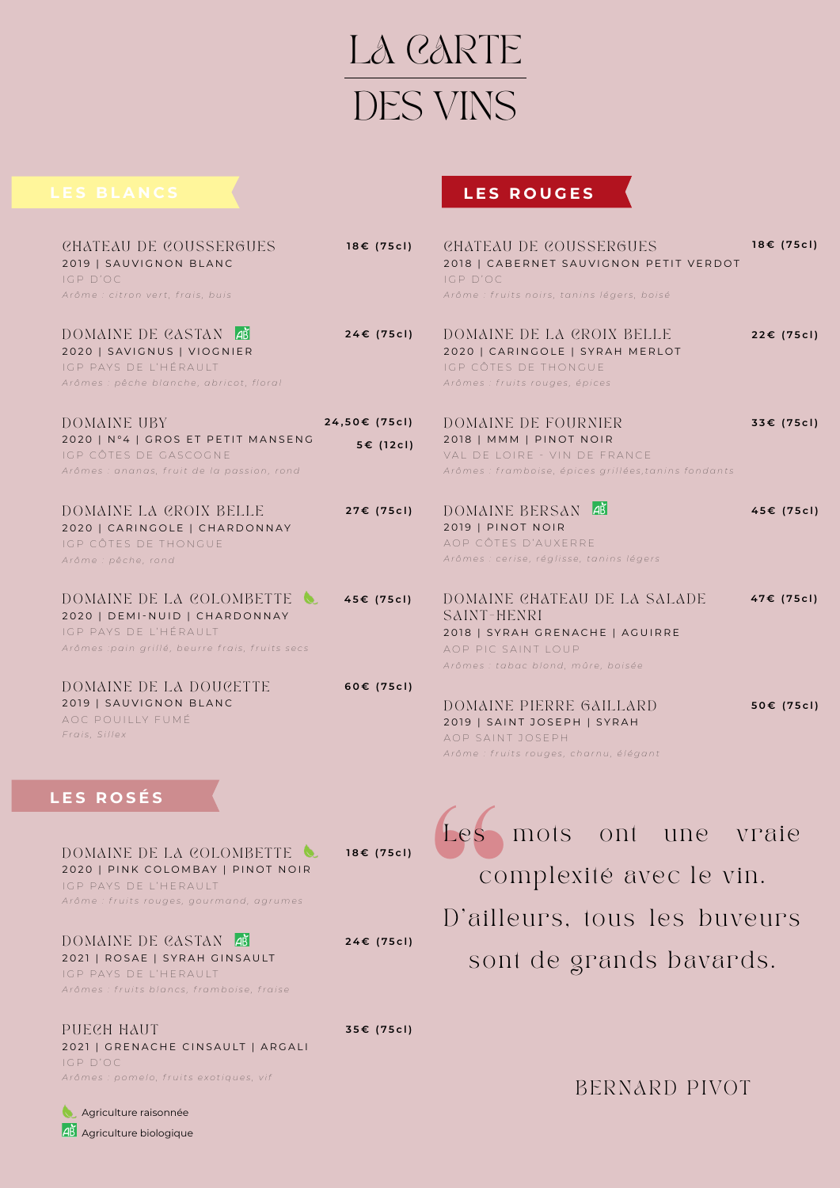# LA CARTE DES VINS

## LES BLANCS

**CHATEAU DE COUSSERGUES** — 18€ (75cl)
2019 | SAUVIGNON BLANC
IGP D'OC
*Arôme : citron vert, frais, buis*

**DOMAINE DE CASTAN** (AB) — 24€ (75cl)
2020 | SAVIGNUS | VIOGNIER
IGP PAYS DE L'HÉRAULT
*Arômes : pêche blanche, abricot, floral*

**DOMAINE UBY** — 24,50€ (75cl) / 5€ (12cl)
2020 | N°4 | GROS ET PETIT MANSENG
IGP CÔTES DE GASCOGNE
*Arômes : ananas, fruit de la passion, rond*

**DOMAINE LA CROIX BELLE** — 27€ (75cl)
2020 | CARINGOLE | CHARDONNAY
IGP CÔTES DE THONGUE
*Arôme : pêche, rond*

**DOMAINE DE LA COLOMBETTE** (Agriculture raisonnée) — 45€ (75cl)
2020 | DEMI-NUID | CHARDONNAY
IGP PAYS DE L'HÉRAULT
*Arômes :pain grillé, beurre frais, fruits secs*

**DOMAINE DE LA DOUCETTE** — 60€ (75cl)
2019 | SAUVIGNON BLANC
AOC POUILLY FUMÉ
*Frais, Silex*

## LES ROSÉS

**DOMAINE DE LA COLOMBETTE** (Agriculture raisonnée) — 18€ (75cl)
2020 | PINK COLOMBAY | PINOT NOIR
IGP PAYS DE L'HERAULT
*Arôme : fruits rouges, gourmand, agrumes*

**DOMAINE DE CASTAN** (AB) — 24€ (75cl)
2021 | ROSAE | SYRAH GINSAULT
IGP PAYS DE L'HERAULT
*Arômes : fruits blancs, framboise, fraise*

**PUECH HAUT** — 35€ (75cl)
2021 | GRENACHE CINSAULT | ARGALI
IGP D'OC
*Arômes : pomelo, fruits exotiques, vif*

## LES ROUGES

**CHATEAU DE COUSSERGUES** — 18€ (75cl)
2018 | CABERNET SAUVIGNON PETIT VERDOT
IGP D'OC
*Arôme : fruits noirs, tanins légers, boisé*

**DOMAINE DE LA CROIX BELLE** — 22€ (75cl)
2020 | CARINGOLE | SYRAH MERLOT
IGP CÔTES DE THONGUE
*Arômes : fruits rouges, épices*

**DOMAINE DE FOURNIER** — 33€ (75cl)
2018 | MMM | PINOT NOIR
VAL DE LOIRE - VIN DE FRANCE
*Arômes : framboise, épices grillées,tanins fondants*

**DOMAINE BERSAN** (AB) — 45€ (75cl)
2019 | PINOT NOIR
AOP CÔTES D'AUXERRE
*Arômes : cerise, réglisse, tanins légers*

**DOMAINE CHATEAU DE LA SALADE SAINT-HENRI** — 47€ (75cl)
2018 | SYRAH GRENACHE | AGUIRRE
AOP PIC SAINT LOUP
*Arômes : tabac blond, mûre, boisée*

**DOMAINE PIERRE GAILLARD** — 50€ (75cl)
2019 | SAINT JOSEPH | SYRAH
AOP SAINT JOSEPH
*Arôme : fruits rouges, charnu, élégant*

> « Les mots ont une vraie complexité avec le vin. D'ailleurs, tous les buveurs sont de grands bavards. »
>
> BERNARD PIVOT

Agriculture raisonnée
AB Agriculture biologique